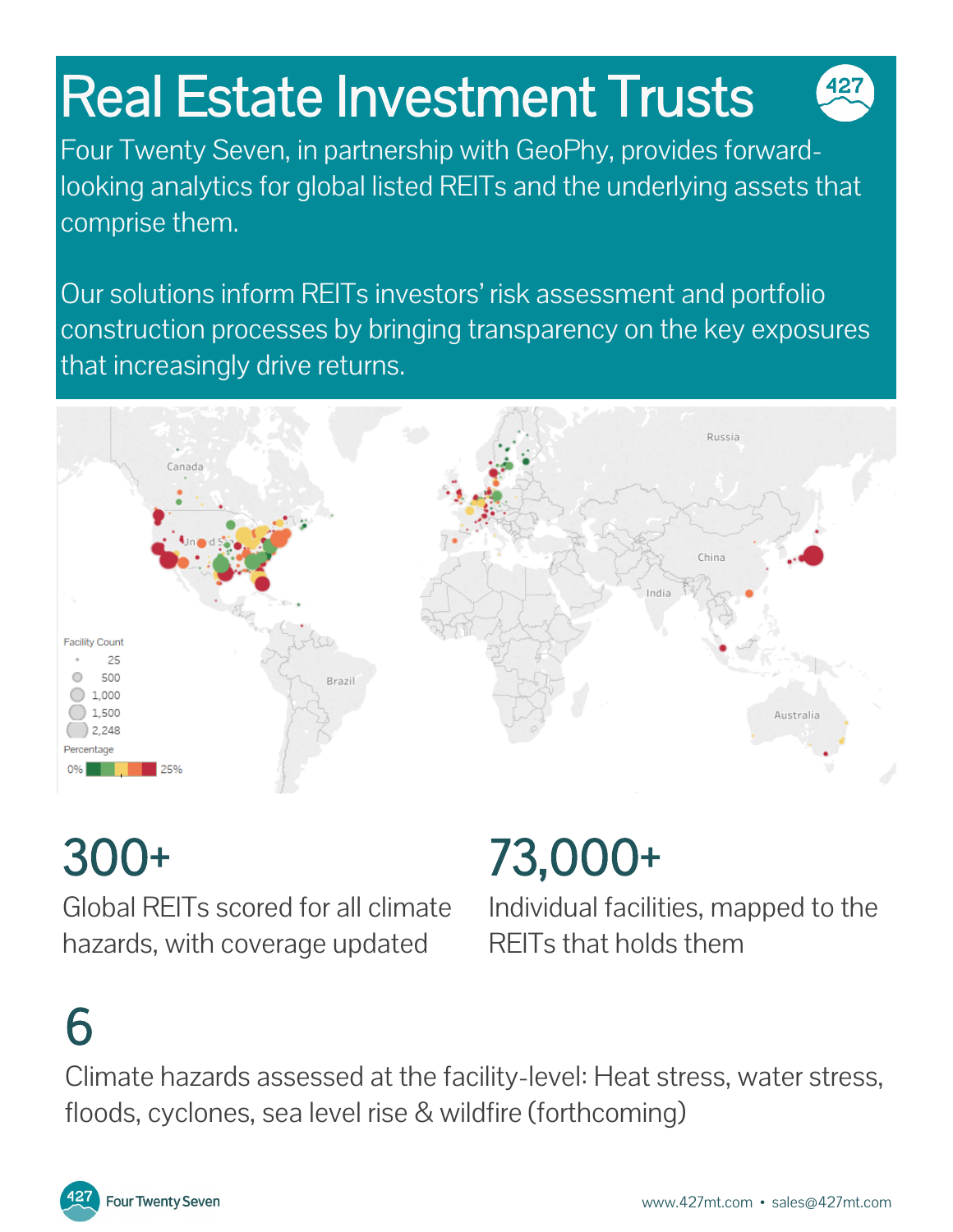# Real Estate Investment Trusts

Four Twenty Seven, in partnership with GeoPhy, provides forward-looking analytics for global listed REITs and the underlying assets that comprise them.

Our solutions inform REITs investors' risk assessment and portfolio construction processes by bringing transparency on the key exposures that increasingly drive returns.

## 300+

Global REITs scored for all climate hazards, with coverage updated

## 73,000+

Individual facilities, mapped to the REITs that holds them

## 6

Climate hazards assessed at the facility-level: Heat stress, water stress, floods, cyclones, sea level rise & wildfire (forthcoming)

Four Twenty Seven

www.427mt.com • sales@427mt.com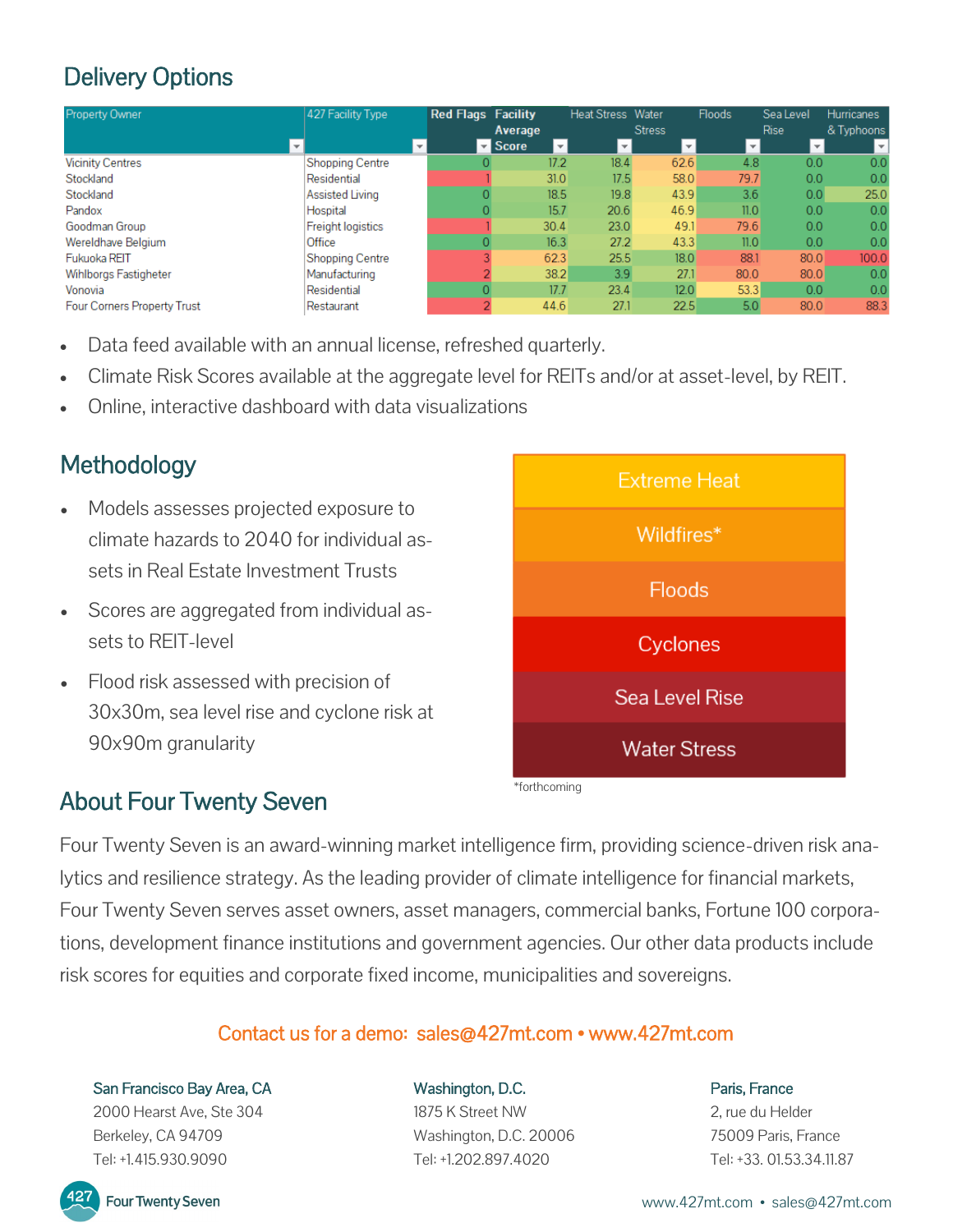## Delivery Options

| Property Owner | 427 Facility Type | Red Flags | Facility Average Score | Heat Stress | Water Stress | Floods | Sea Level Rise | Hurricanes & Typhoons |
|---|---|---|---|---|---|---|---|---|
| Vicinity Centres | Shopping Centre | 0 | 17.2 | 18.4 | 62.6 | 4.8 | 0.0 | 0.0 |
| Stockland | Residential | 1 | 31.0 | 17.5 | 58.0 | 79.7 | 0.0 | 0.0 |
| Stockland | Assisted Living | 0 | 18.5 | 19.8 | 43.9 | 3.6 | 0.0 | 25.0 |
| Pandox | Hospital | 0 | 15.7 | 20.6 | 46.9 | 11.0 | 0.0 | 0.0 |
| Goodman Group | Freight logistics | 1 | 30.4 | 23.0 | 49.1 | 79.6 | 0.0 | 0.0 |
| Wereldhave Belgium | Office | 0 | 16.3 | 27.2 | 43.3 | 11.0 | 0.0 | 0.0 |
| Fukuoka REIT | Shopping Centre | 3 | 62.3 | 25.5 | 18.0 | 88.1 | 80.0 | 100.0 |
| Wihlborgs Fastigheter | Manufacturing | 2 | 38.2 | 3.9 | 27.1 | 80.0 | 80.0 | 0.0 |
| Vonovia | Residential | 0 | 17.7 | 23.4 | 12.0 | 53.3 | 0.0 | 0.0 |
| Four Corners Property Trust | Restaurant | 2 | 44.6 | 27.1 | 22.5 | 5.0 | 80.0 | 88.3 |

- Data feed available with an annual license, refreshed quarterly.
- Climate Risk Scores available at the aggregate level for REITs and/or at asset-level, by REIT.
- Online, interactive dashboard with data visualizations

## Methodology

- Models assesses projected exposure to climate hazards to 2040 for individual assets in Real Estate Investment Trusts
- Scores are aggregated from individual assets to REIT-level
- Flood risk assessed with precision of 30x30m, sea level rise and cyclone risk at 90x90m granularity

Extreme Heat

Wildfires*

Floods

Cyclones

Sea Level Rise

Water Stress

*forthcoming

## About Four Twenty Seven

Four Twenty Seven is an award-winning market intelligence firm, providing science-driven risk analytics and resilience strategy. As the leading provider of climate intelligence for financial markets, Four Twenty Seven serves asset owners, asset managers, commercial banks, Fortune 100 corporations, development finance institutions and government agencies. Our other data products include risk scores for equities and corporate fixed income, municipalities and sovereigns.

**Contact us for a demo: sales@427mt.com • www.427mt.com**

**San Francisco Bay Area, CA**
2000 Hearst Ave, Ste 304
Berkeley, CA 94709
Tel: +1.415.930.9090

**Washington, D.C.**
1875 K Street NW
Washington, D.C. 20006
Tel: +1.202.897.4020

**Paris, France**
2, rue du Helder
75009 Paris, France
Tel: +33. 01.53.34.11.87

427 Four Twenty Seven

www.427mt.com • sales@427mt.com